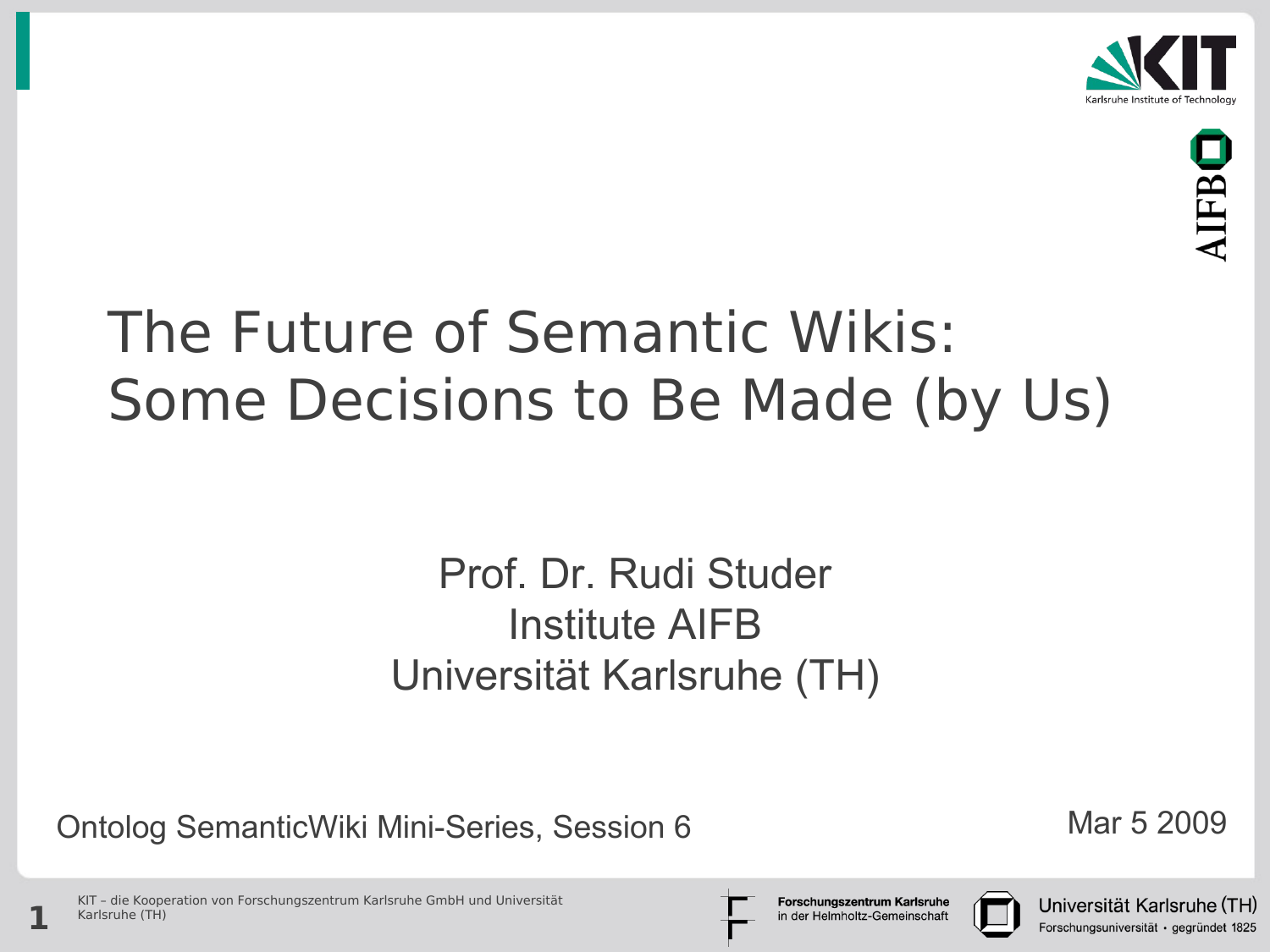# The Future of Semantic Wikis: Some Decisions to Be Made (by Us)

Prof. Dr. Rudi Studer
Institute AIFB
Universität Karlsruhe (TH)

Ontolog SemanticWiki Mini-Series, Session 6

Mar 5 2009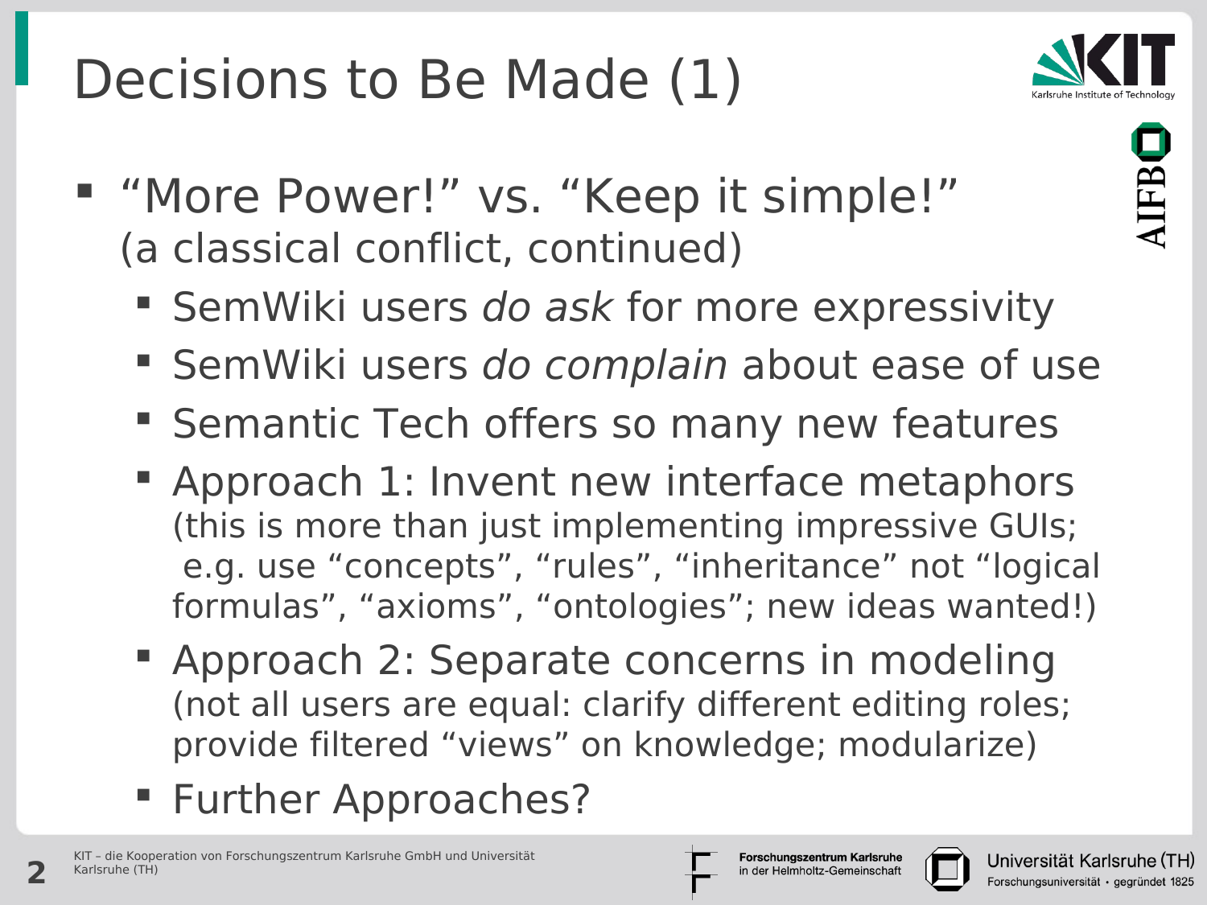# Decisions to Be Made (1)

- "More Power!" vs. "Keep it simple!"
  (a classical conflict, continued)
  - SemWiki users *do ask* for more expressivity
  - SemWiki users *do complain* about ease of use
  - Semantic Tech offers so many new features
  - Approach 1: Invent new interface metaphors
    (this is more than just implementing impressive GUIs;
    e.g. use "concepts", "rules", "inheritance" not "logical formulas", "axioms", "ontologies"; new ideas wanted!)
  - Approach 2: Separate concerns in modeling
    (not all users are equal: clarify different editing roles; provide filtered "views" on knowledge; modularize)
  - Further Approaches?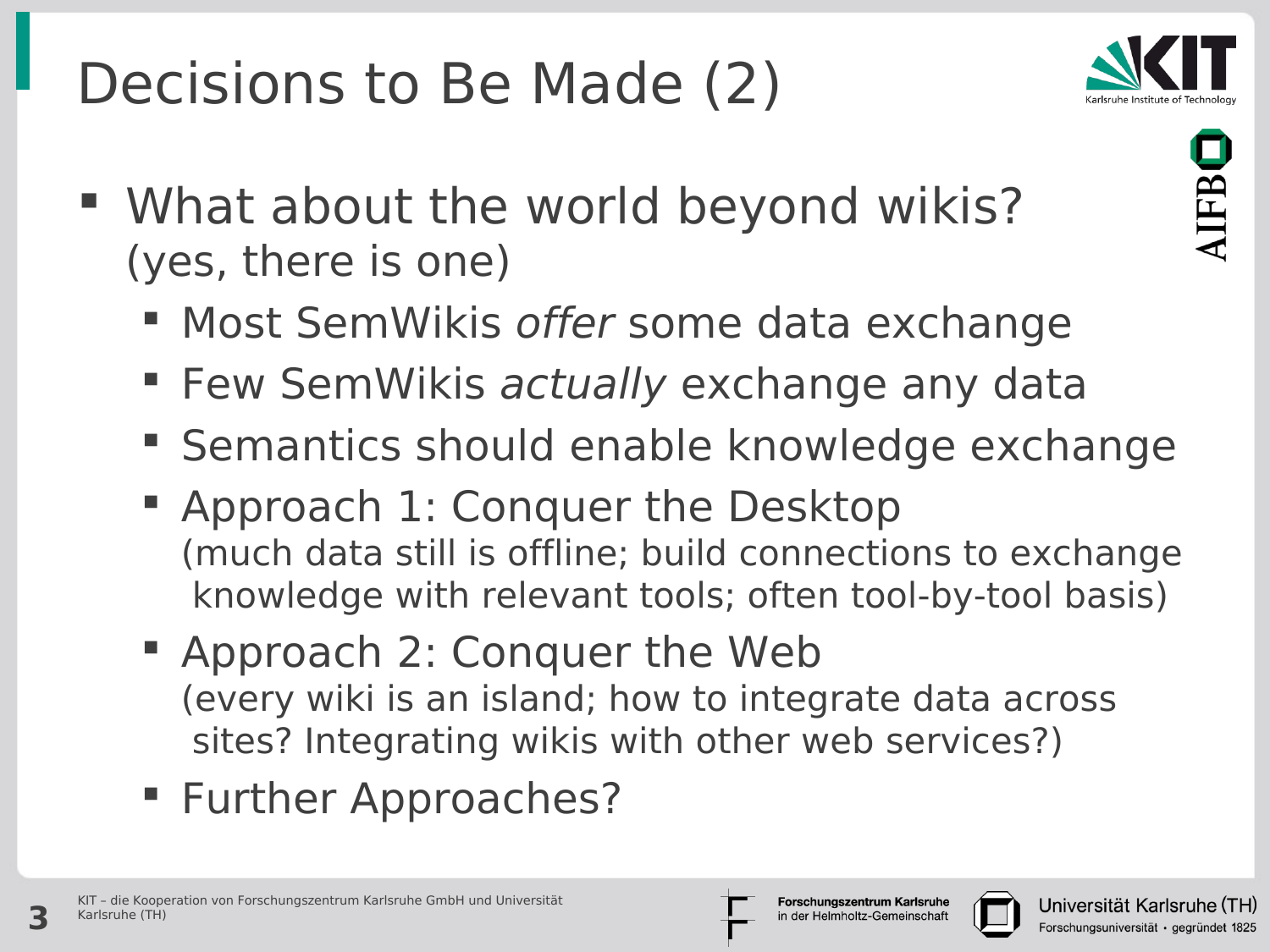# Decisions to Be Made (2)

- What about the world beyond wikis?
  (yes, there is one)
  - Most SemWikis *offer* some data exchange
  - Few SemWikis *actually* exchange any data
  - Semantics should enable knowledge exchange
  - Approach 1: Conquer the Desktop
    (much data still is offline; build connections to exchange knowledge with relevant tools; often tool-by-tool basis)
  - Approach 2: Conquer the Web
    (every wiki is an island; how to integrate data across sites? Integrating wikis with other web services?)
  - Further Approaches?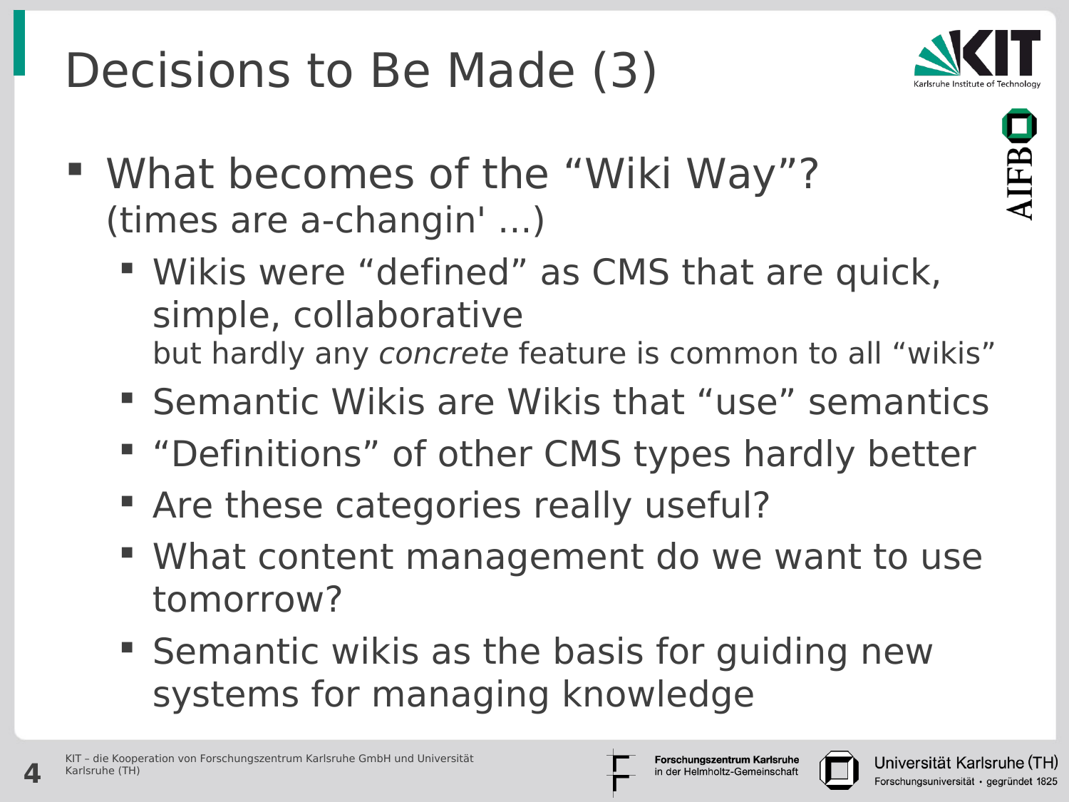# Decisions to Be Made (3)

- What becomes of the “Wiki Way”?
  (times are a-changin' ...)
  - Wikis were “defined” as CMS that are quick, simple, collaborative
    but hardly any *concrete* feature is common to all “wikis”
  - Semantic Wikis are Wikis that “use” semantics
  - “Definitions” of other CMS types hardly better
  - Are these categories really useful?
  - What content management do we want to use tomorrow?
  - Semantic wikis as the basis for guiding new systems for managing knowledge